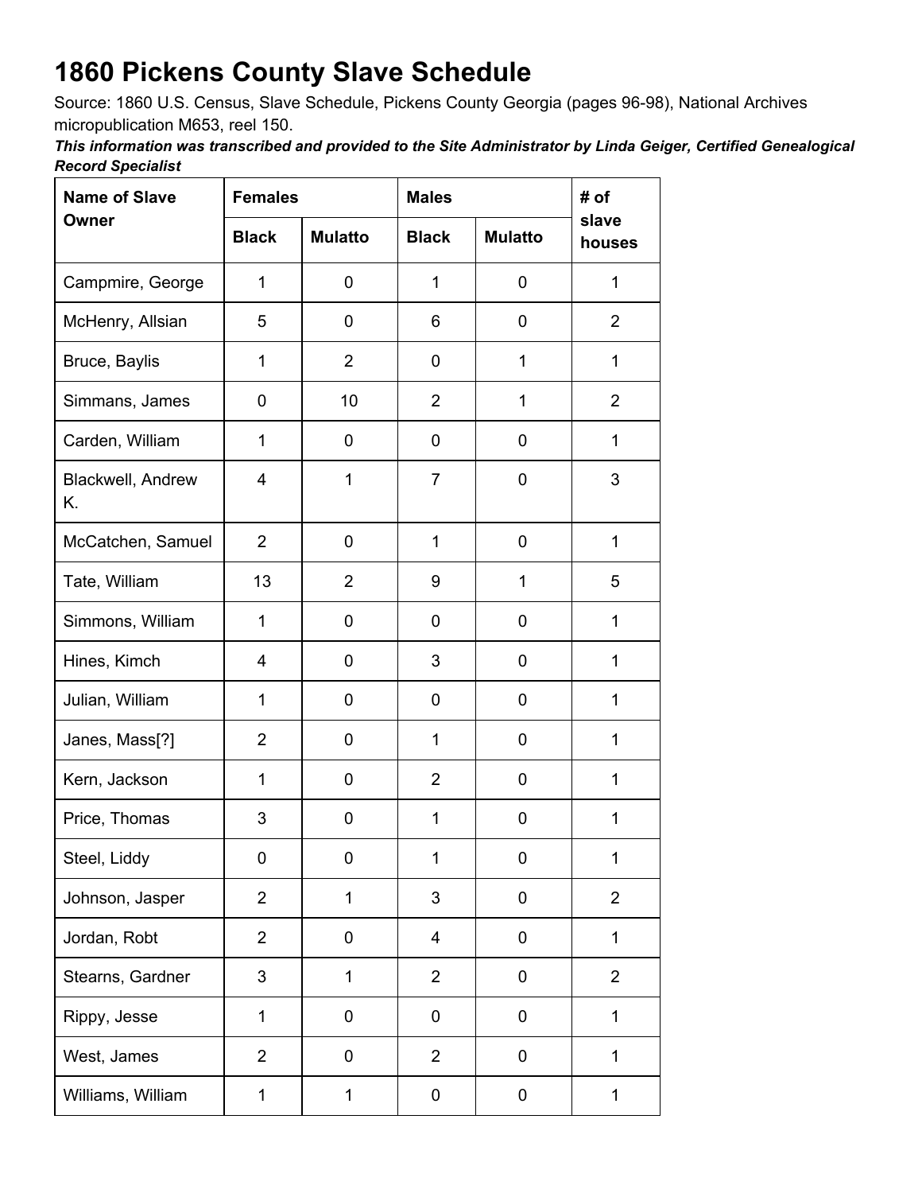# 1860 Pickens County Slave Schedule

Source: 1860 U.S. Census, Slave Schedule, Pickens County Georgia (pages 96-98), National Archives micropublication M653, reel 150.

***This information was transcribed and provided to the Site Administrator by Linda Geiger, Certified Genealogical Record Specialist***

| Name of Slave Owner | Females | | Males | | # of slave houses |
|---|---|---|---|---|---|
| | Black | Mulatto | Black | Mulatto | |
| Campmire, George | 1 | 0 | 1 | 0 | 1 |
| McHenry, Allsian | 5 | 0 | 6 | 0 | 2 |
| Bruce, Baylis | 1 | 2 | 0 | 1 | 1 |
| Simmans, James | 0 | 10 | 2 | 1 | 2 |
| Carden, William | 1 | 0 | 0 | 0 | 1 |
| Blackwell, Andrew K. | 4 | 1 | 7 | 0 | 3 |
| McCatchen, Samuel | 2 | 0 | 1 | 0 | 1 |
| Tate, William | 13 | 2 | 9 | 1 | 5 |
| Simmons, William | 1 | 0 | 0 | 0 | 1 |
| Hines, Kimch | 4 | 0 | 3 | 0 | 1 |
| Julian, William | 1 | 0 | 0 | 0 | 1 |
| Janes, Mass[?] | 2 | 0 | 1 | 0 | 1 |
| Kern, Jackson | 1 | 0 | 2 | 0 | 1 |
| Price, Thomas | 3 | 0 | 1 | 0 | 1 |
| Steel, Liddy | 0 | 0 | 1 | 0 | 1 |
| Johnson, Jasper | 2 | 1 | 3 | 0 | 2 |
| Jordan, Robt | 2 | 0 | 4 | 0 | 1 |
| Stearns, Gardner | 3 | 1 | 2 | 0 | 2 |
| Rippy, Jesse | 1 | 0 | 0 | 0 | 1 |
| West, James | 2 | 0 | 2 | 0 | 1 |
| Williams, William | 1 | 1 | 0 | 0 | 1 |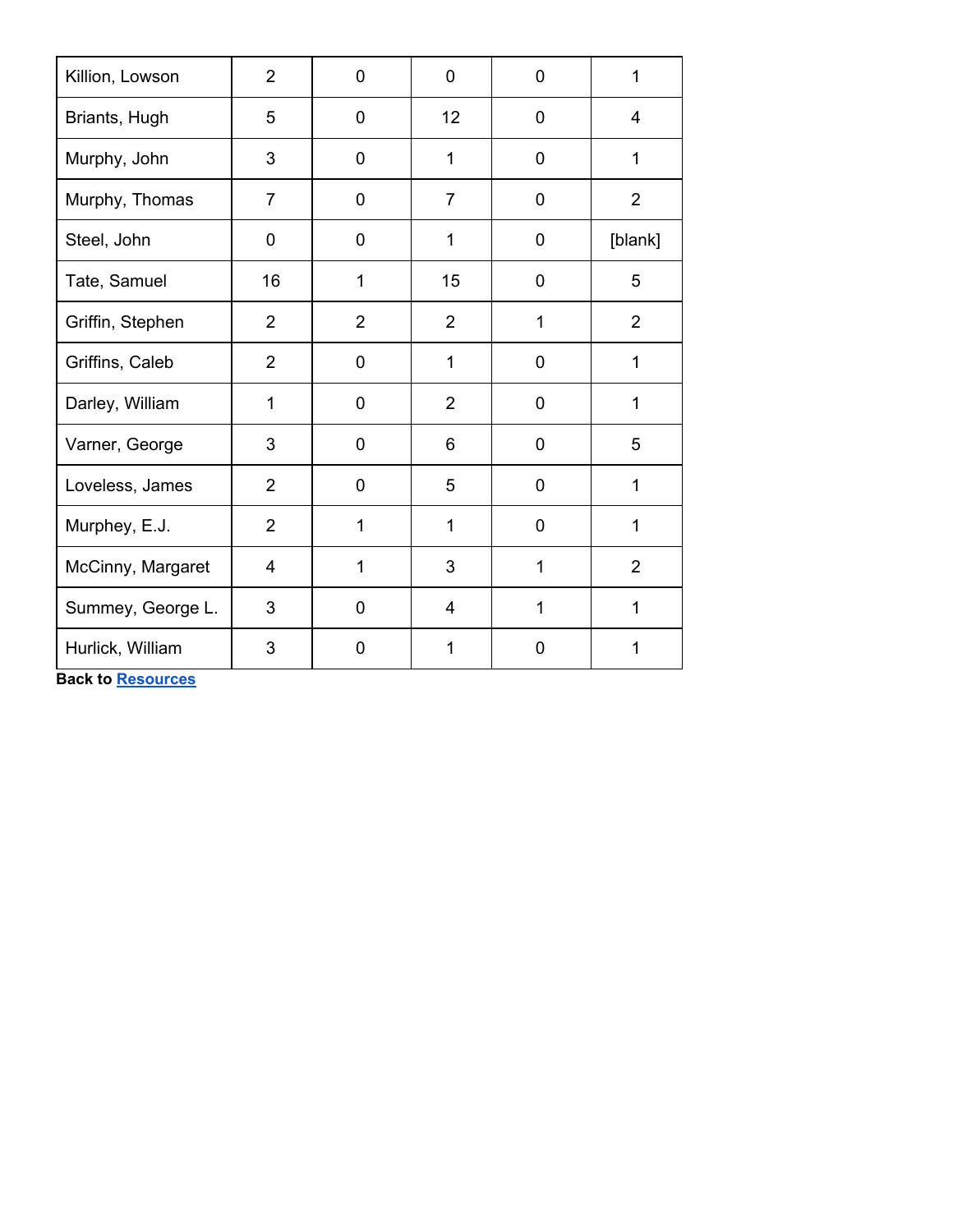| | | | | | |
|---|---|---|---|---|---|
| Killion, Lowson | 2 | 0 | 0 | 0 | 1 |
| Briants, Hugh | 5 | 0 | 12 | 0 | 4 |
| Murphy, John | 3 | 0 | 1 | 0 | 1 |
| Murphy, Thomas | 7 | 0 | 7 | 0 | 2 |
| Steel, John | 0 | 0 | 1 | 0 | [blank] |
| Tate, Samuel | 16 | 1 | 15 | 0 | 5 |
| Griffin, Stephen | 2 | 2 | 2 | 1 | 2 |
| Griffins, Caleb | 2 | 0 | 1 | 0 | 1 |
| Darley, William | 1 | 0 | 2 | 0 | 1 |
| Varner, George | 3 | 0 | 6 | 0 | 5 |
| Loveless, James | 2 | 0 | 5 | 0 | 1 |
| Murphey, E.J. | 2 | 1 | 1 | 0 | 1 |
| McCinny, Margaret | 4 | 1 | 3 | 1 | 2 |
| Summey, George L. | 3 | 0 | 4 | 1 | 1 |
| Hurlick, William | 3 | 0 | 1 | 0 | 1 |

**Back to Resources**